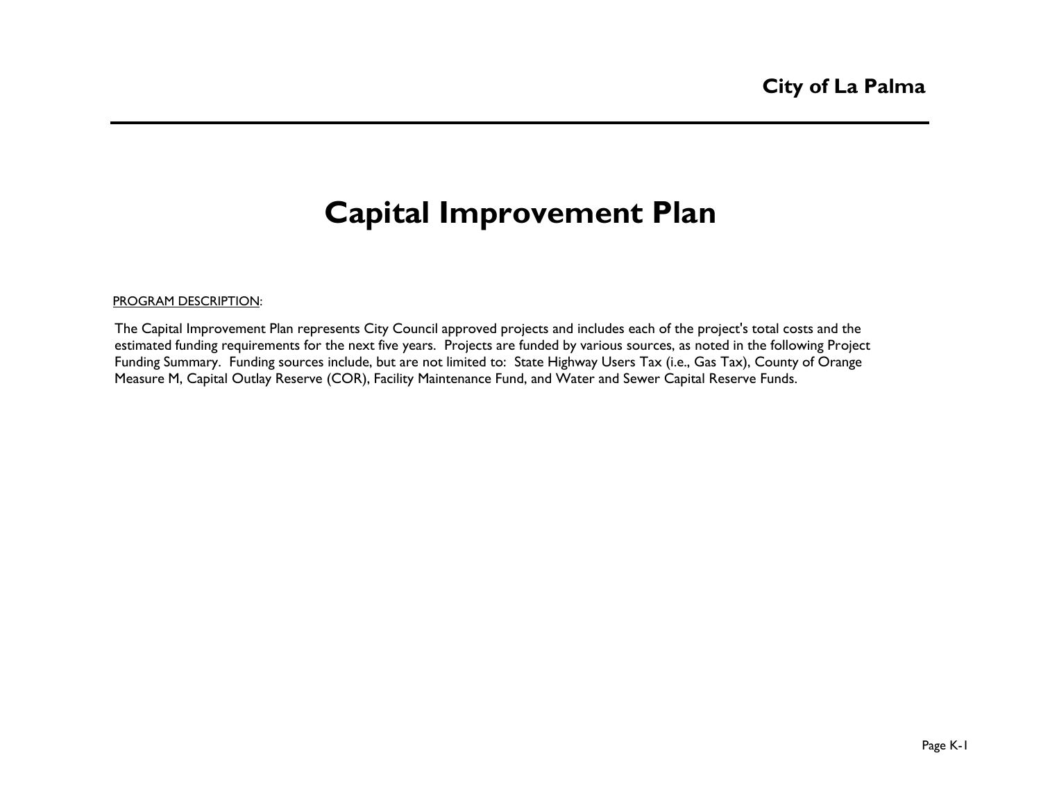# Capital Improvement Plan

PROGRAM DESCRIPTION:

The Capital Improvement Plan represents City Council approved projects and includes each of the project's total costs and the estimated funding requirements for the next five years. Projects are funded by various sources, as noted in the following Project Funding Summary. Funding sources include, but are not limited to: State Highway Users Tax (i.e., Gas Tax), County of Orange Measure M, Capital Outlay Reserve (COR), Facility Maintenance Fund, and Water and Sewer Capital Reserve Funds.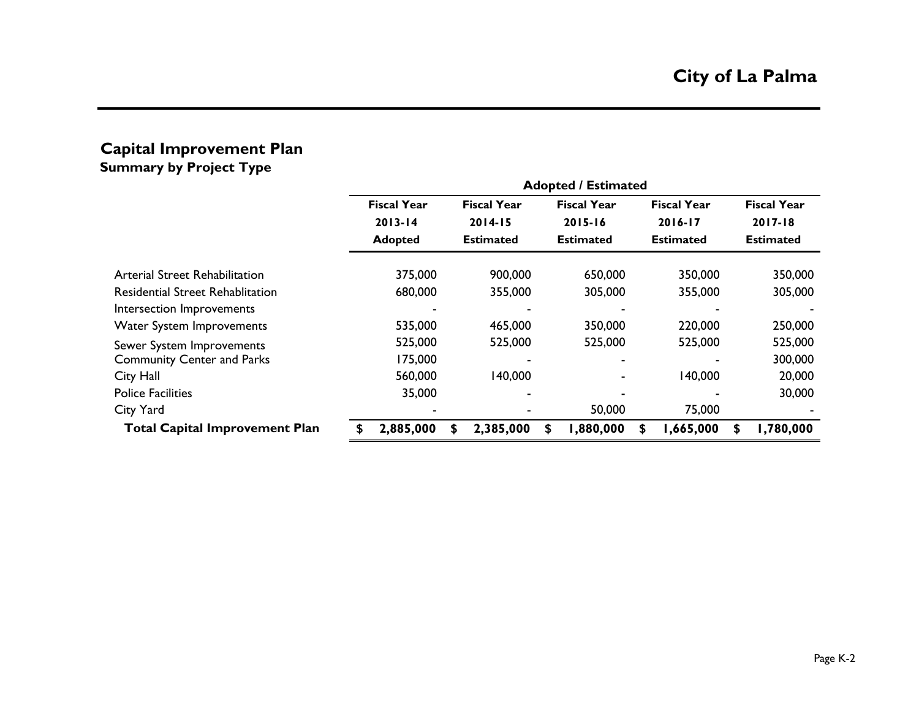# City of La Palma

## Capital Improvement Plan

### Summary by Project Type

| | Adopted / Estimated | | | | |
|---|---|---|---|---|---|
| | Fiscal Year 2013-14 Adopted | Fiscal Year 2014-15 Estimated | Fiscal Year 2015-16 Estimated | Fiscal Year 2016-17 Estimated | Fiscal Year 2017-18 Estimated |
| Arterial Street Rehabilitation | 375,000 | 900,000 | 650,000 | 350,000 | 350,000 |
| Residential Street Rehablitation | 680,000 | 355,000 | 305,000 | 355,000 | 305,000 |
| Intersection Improvements | - | - | - | - | - |
| Water System Improvements | 535,000 | 465,000 | 350,000 | 220,000 | 250,000 |
| Sewer System Improvements | 525,000 | 525,000 | 525,000 | 525,000 | 525,000 |
| Community Center and Parks | 175,000 | - | - | - | 300,000 |
| City Hall | 560,000 | 140,000 | - | 140,000 | 20,000 |
| Police Facilities | 35,000 | - | - | - | 30,000 |
| City Yard | - | - | 50,000 | 75,000 | - |
| **Total Capital Improvement Plan** | **$ 2,885,000** | **$ 2,385,000** | **$ 1,880,000** | **$ 1,665,000** | **$ 1,780,000** |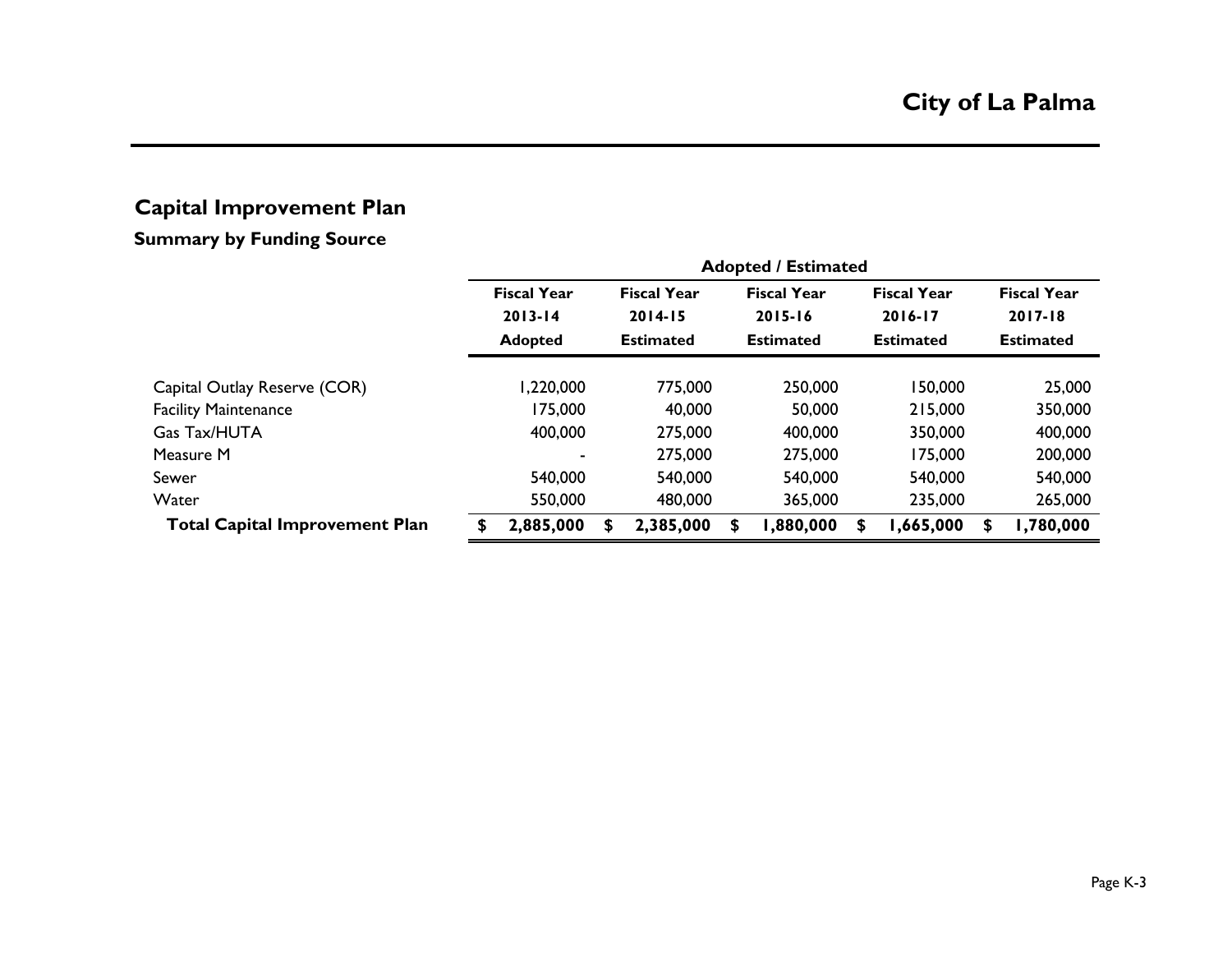# City of La Palma

## Capital Improvement Plan

### Summary by Funding Source

| | Adopted / Estimated | | | | |
|---|---|---|---|---|---|
| | Fiscal Year 2013-14 Adopted | Fiscal Year 2014-15 Estimated | Fiscal Year 2015-16 Estimated | Fiscal Year 2016-17 Estimated | Fiscal Year 2017-18 Estimated |
| Capital Outlay Reserve (COR) | 1,220,000 | 775,000 | 250,000 | 150,000 | 25,000 |
| Facility Maintenance | 175,000 | 40,000 | 50,000 | 215,000 | 350,000 |
| Gas Tax/HUTA | 400,000 | 275,000 | 400,000 | 350,000 | 400,000 |
| Measure M | - | 275,000 | 275,000 | 175,000 | 200,000 |
| Sewer | 540,000 | 540,000 | 540,000 | 540,000 | 540,000 |
| Water | 550,000 | 480,000 | 365,000 | 235,000 | 265,000 |
| **Total Capital Improvement Plan** | **$ 2,885,000** | **$ 2,385,000** | **$ 1,880,000** | **$ 1,665,000** | **$ 1,780,000** |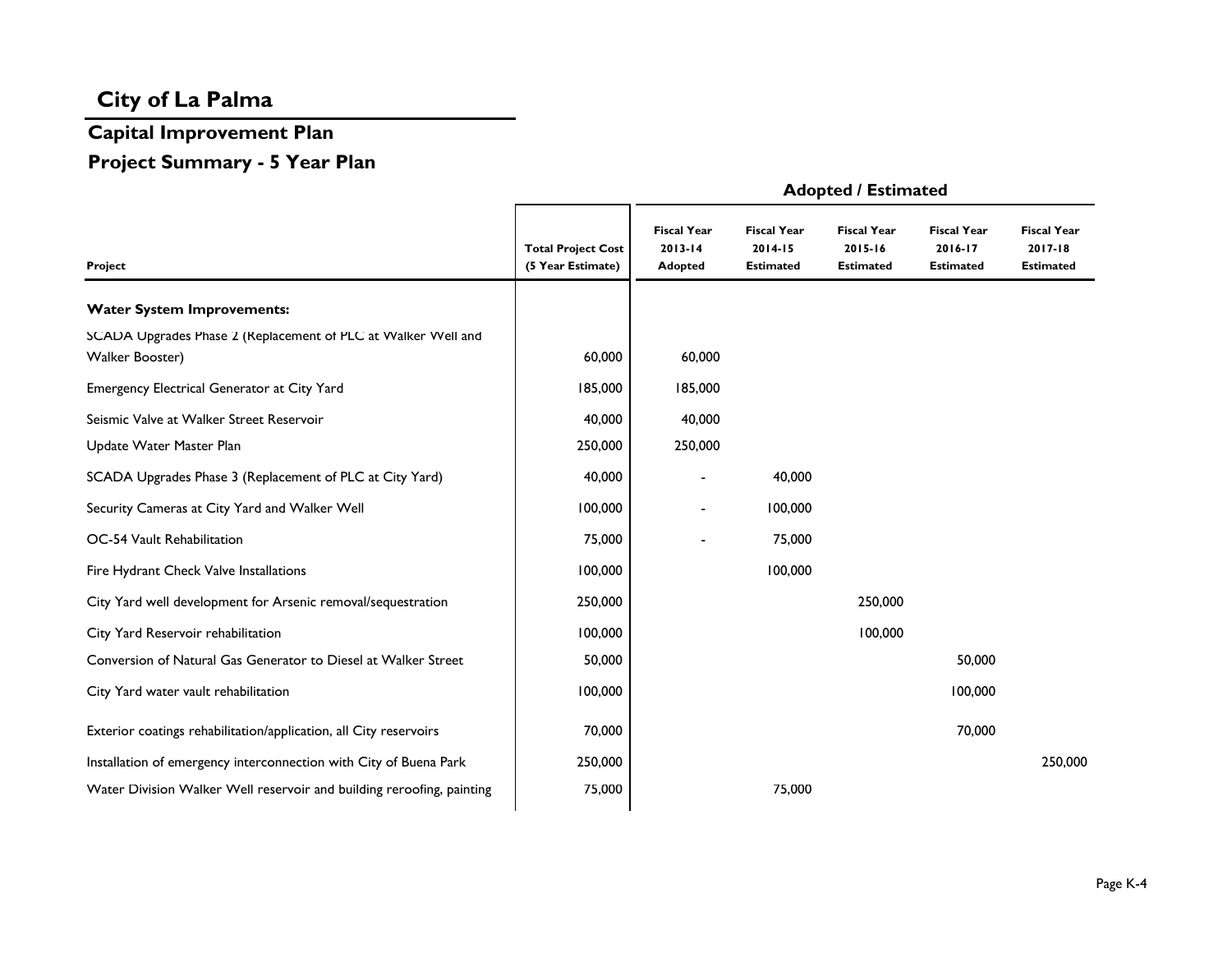# City of La Palma

## Capital Improvement Plan

## Project Summary - 5 Year Plan

| Project | Total Project Cost (5 Year Estimate) | Fiscal Year 2013-14 Adopted | Fiscal Year 2014-15 Estimated | Fiscal Year 2015-16 Estimated | Fiscal Year 2016-17 Estimated | Fiscal Year 2017-18 Estimated |
|---|---|---|---|---|---|---|
| | | Adopted / Estimated | | | | |
| **Water System Improvements:** | | | | | | |
| SCADA Upgrades Phase 2 (Replacement of PLC at Walker Well and Walker Booster) | 60,000 | 60,000 | | | | |
| Emergency Electrical Generator at City Yard | 185,000 | 185,000 | | | | |
| Seismic Valve at Walker Street Reservoir | 40,000 | 40,000 | | | | |
| Update Water Master Plan | 250,000 | 250,000 | | | | |
| SCADA Upgrades Phase 3 (Replacement of PLC at City Yard) | 40,000 | - | 40,000 | | | |
| Security Cameras at City Yard and Walker Well | 100,000 | - | 100,000 | | | |
| OC-54 Vault Rehabilitation | 75,000 | - | 75,000 | | | |
| Fire Hydrant Check Valve Installations | 100,000 | | 100,000 | | | |
| City Yard well development for Arsenic removal/sequestration | 250,000 | | | 250,000 | | |
| City Yard Reservoir rehabilitation | 100,000 | | | 100,000 | | |
| Conversion of Natural Gas Generator to Diesel at Walker Street | 50,000 | | | | 50,000 | |
| City Yard water vault rehabilitation | 100,000 | | | | 100,000 | |
| Exterior coatings rehabilitation/application, all City reservoirs | 70,000 | | | | 70,000 | |
| Installation of emergency interconnection with City of Buena Park | 250,000 | | | | | 250,000 |
| Water Division Walker Well reservoir and building reroofing, painting | 75,000 | | 75,000 | | | |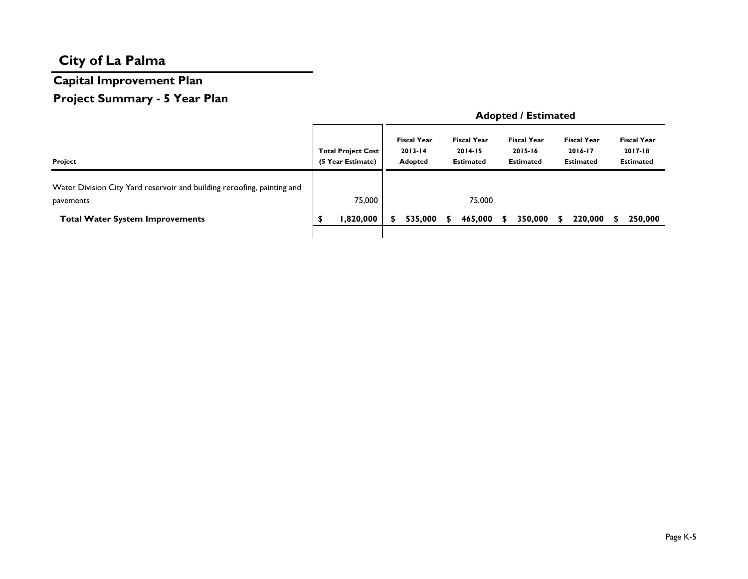# City of La Palma

## Capital Improvement Plan

## Project Summary - 5 Year Plan

| Project | Total Project Cost (5 Year Estimate) | Adopted / Estimated | | | | |
|---|---|---|---|---|---|---|
| | | Fiscal Year 2013-14 Adopted | Fiscal Year 2014-15 Estimated | Fiscal Year 2015-16 Estimated | Fiscal Year 2016-17 Estimated | Fiscal Year 2017-18 Estimated |
| Water Division City Yard reservoir and building reroofing, painting and pavements | 75,000 | | 75,000 | | | |
| **Total Water System Improvements** | **$ 1,820,000** | **$ 535,000** | **$ 465,000** | **$ 350,000** | **$ 220,000** | **$ 250,000** |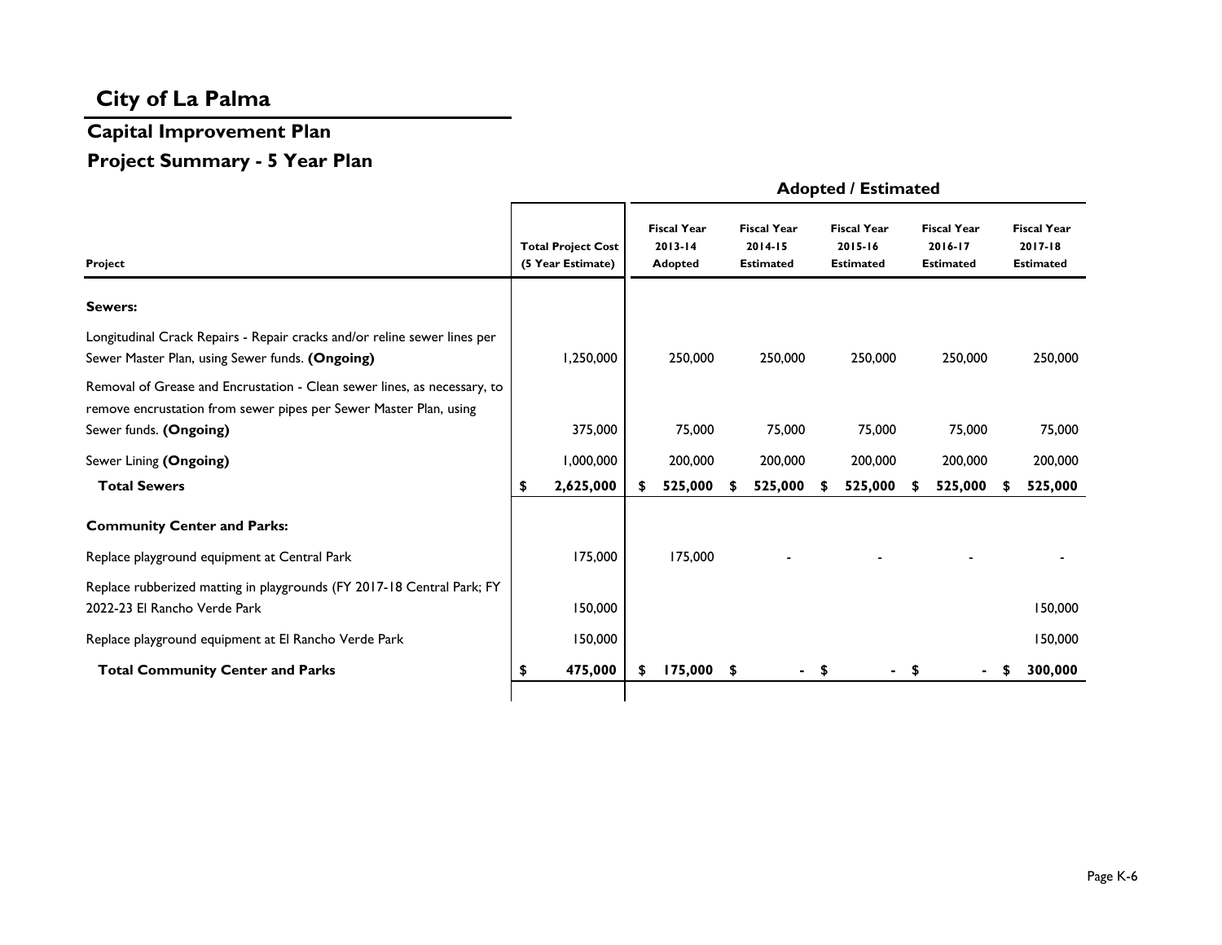# City of La Palma

## Capital Improvement Plan

## Project Summary - 5 Year Plan

| Project | Total Project Cost (5 Year Estimate) | Fiscal Year 2013-14 Adopted | Fiscal Year 2014-15 Estimated | Fiscal Year 2015-16 Estimated | Fiscal Year 2016-17 Estimated | Fiscal Year 2017-18 Estimated |
|---|---|---|---|---|---|---|
| | | **Adopted / Estimated** | | | | |
| **Sewers:** | | | | | | |
| Longitudinal Crack Repairs - Repair cracks and/or reline sewer lines per Sewer Master Plan, using Sewer funds. **(Ongoing)** | 1,250,000 | 250,000 | 250,000 | 250,000 | 250,000 | 250,000 |
| Removal of Grease and Encrustation - Clean sewer lines, as necessary, to remove encrustation from sewer pipes per Sewer Master Plan, using Sewer funds. **(Ongoing)** | 375,000 | 75,000 | 75,000 | 75,000 | 75,000 | 75,000 |
| Sewer Lining **(Ongoing)** | 1,000,000 | 200,000 | 200,000 | 200,000 | 200,000 | 200,000 |
| **Total Sewers** | **$ 2,625,000** | **$ 525,000** | **$ 525,000** | **$ 525,000** | **$ 525,000** | **$ 525,000** |
| **Community Center and Parks:** | | | | | | |
| Replace playground equipment at Central Park | 175,000 | 175,000 | - | - | - | - |
| Replace rubberized matting in playgrounds (FY 2017-18 Central Park; FY 2022-23 El Rancho Verde Park | 150,000 | | | | | 150,000 |
| Replace playground equipment at El Rancho Verde Park | 150,000 | | | | | 150,000 |
| **Total Community Center and Parks** | **$ 475,000** | **$ 175,000** | **$ -** | **$ -** | **$ -** | **$ 300,000** |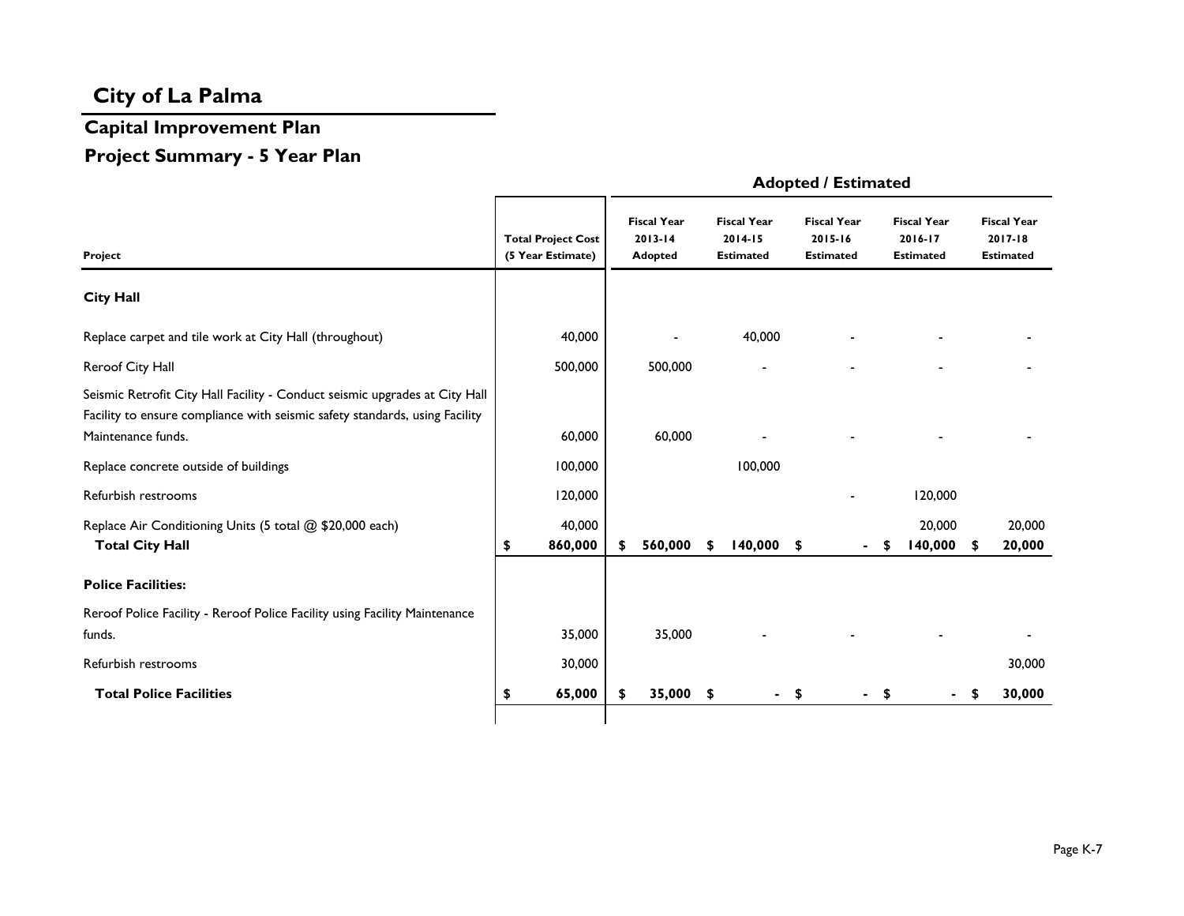# City of La Palma

## Capital Improvement Plan

## Project Summary - 5 Year Plan

| Project | Total Project Cost (5 Year Estimate) | Fiscal Year 2013-14 Adopted | Fiscal Year 2014-15 Estimated | Fiscal Year 2015-16 Estimated | Fiscal Year 2016-17 Estimated | Fiscal Year 2017-18 Estimated |
|---|---|---|---|---|---|---|
| | | **Adopted / Estimated** | | | | |
| **City Hall** | | | | | | |
| Replace carpet and tile work at City Hall (throughout) | 40,000 | - | 40,000 | - | - | - |
| Reroof City Hall | 500,000 | 500,000 | - | - | - | - |
| Seismic Retrofit City Hall Facility - Conduct seismic upgrades at City Hall Facility to ensure compliance with seismic safety standards, using Facility Maintenance funds. | 60,000 | 60,000 | - | - | - | - |
| Replace concrete outside of buildings | 100,000 | | 100,000 | | | |
| Refurbish restrooms | 120,000 | | | - | 120,000 | |
| Replace Air Conditioning Units (5 total @ $20,000 each) | 40,000 | | | | 20,000 | 20,000 |
| **Total City Hall** | **$ 860,000** | **$ 560,000** | **$ 140,000** | **$ -** | **$ 140,000** | **$ 20,000** |
| **Police Facilities:** | | | | | | |
| Reroof Police Facility - Reroof Police Facility using Facility Maintenance funds. | 35,000 | 35,000 | - | - | - | - |
| Refurbish restrooms | 30,000 | | | | | 30,000 |
| **Total Police Facilities** | **$ 65,000** | **$ 35,000** | **$ -** | **$ -** | **$ -** | **$ 30,000** |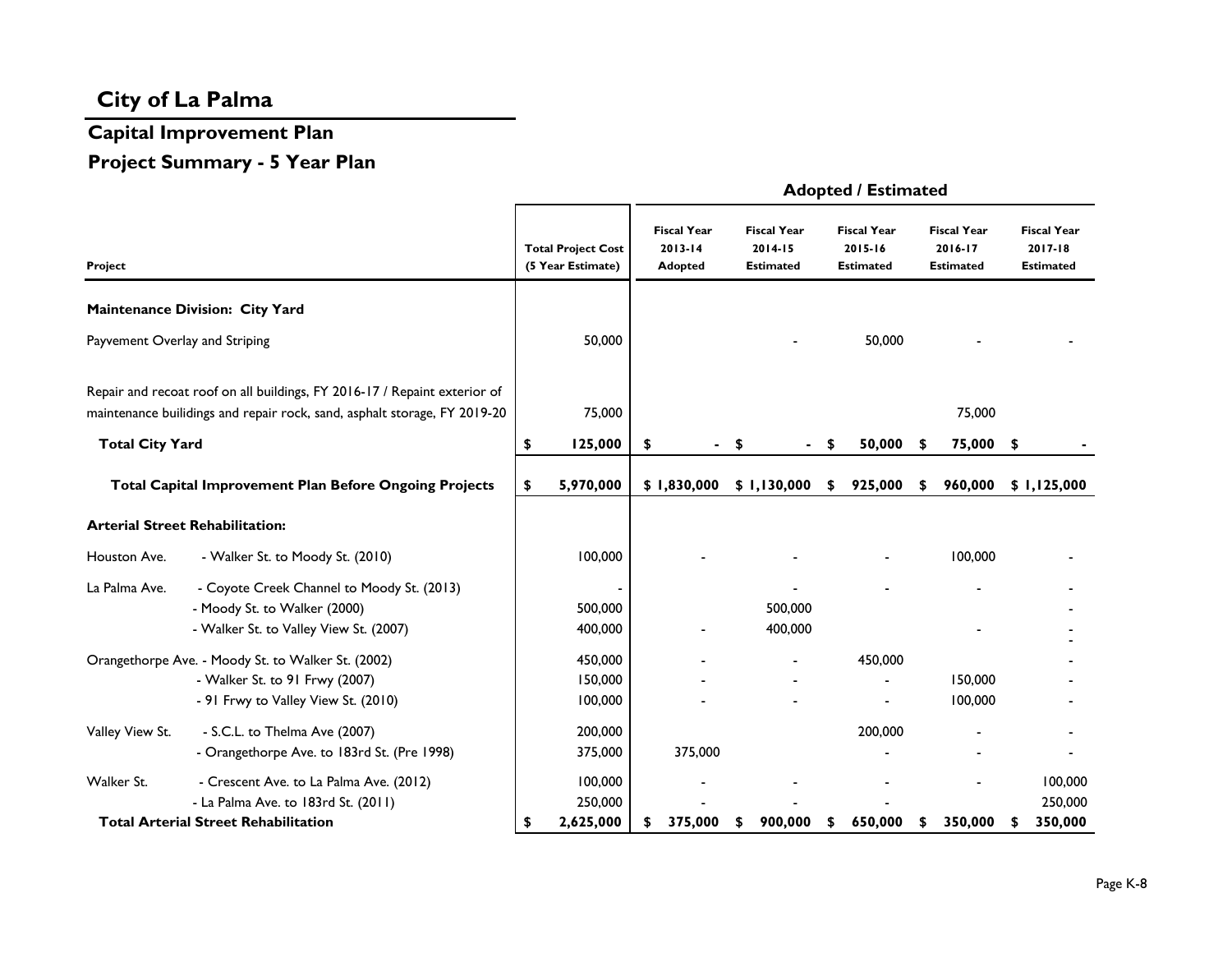# City of La Palma

## Capital Improvement Plan

## Project Summary - 5 Year Plan

| Project | | Total Project Cost (5 Year Estimate) | Fiscal Year 2013-14 Adopted | Fiscal Year 2014-15 Estimated | Fiscal Year 2015-16 Estimated | Fiscal Year 2016-17 Estimated | Fiscal Year 2017-18 Estimated |
|---|---|---|---|---|---|---|---|
| | | | **Adopted / Estimated** | | | | |
| **Maintenance Division: City Yard** | | | | | | | |
| Payvement Overlay and Striping | | 50,000 | | - | 50,000 | - | - |
| Repair and recoat roof on all buildings, FY 2016-17 / Repaint exterior of maintenance builidings and repair rock, sand, asphalt storage, FY 2019-20 | | 75,000 | | | | 75,000 | |
| **Total City Yard** | | **$ 125,000** | **$ -** | **$ -** | **$ 50,000** | **$ 75,000** | **$ -** |
| **Total Capital Improvement Plan Before Ongoing Projects** | | **$ 5,970,000** | **$ 1,830,000** | **$ 1,130,000** | **$ 925,000** | **$ 960,000** | **$ 1,125,000** |
| **Arterial Street Rehabilitation:** | | | | | | | |
| Houston Ave. | - Walker St. to Moody St. (2010) | 100,000 | - | - | - | 100,000 | - |
| La Palma Ave. | - Coyote Creek Channel to Moody St. (2013) | - | | - | - | - | - |
| | - Moody St. to Walker (2000) | 500,000 | | 500,000 | | | - |
| | - Walker St. to Valley View St. (2007) | 400,000 | - | 400,000 | | - | - |
| Orangethorpe Ave. | - Moody St. to Walker St. (2002) | 450,000 | - | - | 450,000 | | - |
| | - Walker St. to 91 Frwy (2007) | 150,000 | - | - | - | 150,000 | - |
| | - 91 Frwy to Valley View St. (2010) | 100,000 | - | - | - | 100,000 | - |
| Valley View St. | - S.C.L. to Thelma Ave (2007) | 200,000 | | | 200,000 | - | - |
| | - Orangethorpe Ave. to 183rd St. (Pre 1998) | 375,000 | 375,000 | | - | - | - |
| Walker St. | - Crescent Ave. to La Palma Ave. (2012) | 100,000 | - | - | - | - | 100,000 |
| | - La Palma Ave. to 183rd St. (2011) | 250,000 | - | - | - | | 250,000 |
| **Total Arterial Street Rehabilitation** | | **$ 2,625,000** | **$ 375,000** | **$ 900,000** | **$ 650,000** | **$ 350,000** | **$ 350,000** |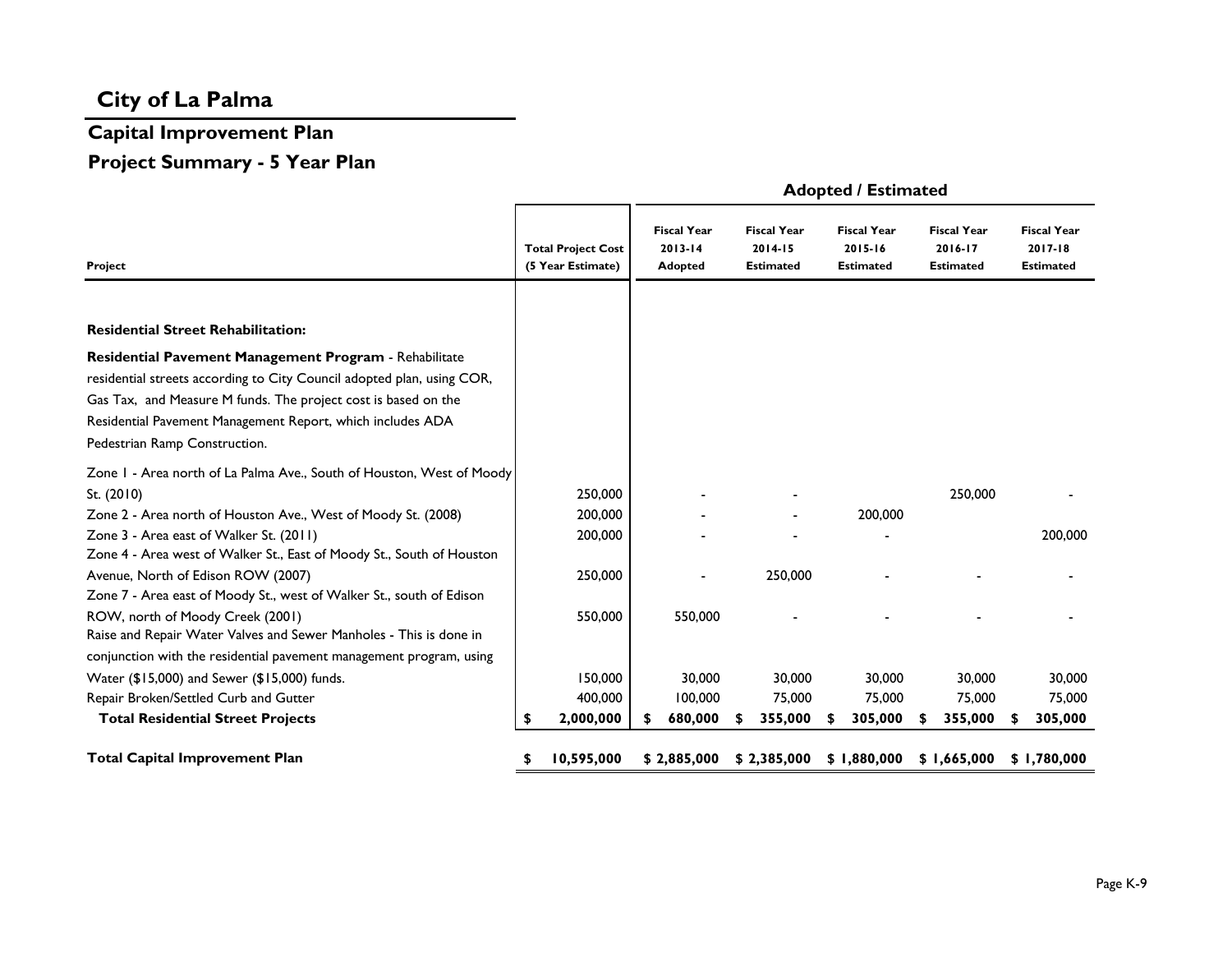# City of La Palma

## Capital Improvement Plan

## Project Summary - 5 Year Plan

| Project | Total Project Cost (5 Year Estimate) | Fiscal Year 2013-14 Adopted | Fiscal Year 2014-15 Estimated | Fiscal Year 2015-16 Estimated | Fiscal Year 2016-17 Estimated | Fiscal Year 2017-18 Estimated |
|---|---|---|---|---|---|---|
| | | **Adopted / Estimated** | | | | |
| **Residential Street Rehabilitation:** | | | | | | |
| **Residential Pavement Management Program** - Rehabilitate residential streets according to City Council adopted plan, using COR, Gas Tax, and Measure M funds. The project cost is based on the Residential Pavement Management Report, which includes ADA Pedestrian Ramp Construction. | | | | | | |
| Zone 1 - Area north of La Palma Ave., South of Houston, West of Moody St. (2010) | 250,000 | - | - | | 250,000 | - |
| Zone 2 - Area north of Houston Ave., West of Moody St. (2008) | 200,000 | - | - | 200,000 | | |
| Zone 3 - Area east of Walker St. (2011) | 200,000 | - | - | - | | 200,000 |
| Zone 4 - Area west of Walker St., East of Moody St., South of Houston Avenue, North of Edison ROW (2007) | 250,000 | - | 250,000 | - | - | - |
| Zone 7 - Area east of Moody St., west of Walker St., south of Edison ROW, north of Moody Creek (2001) | 550,000 | 550,000 | - | - | - | - |
| Raise and Repair Water Valves and Sewer Manholes - This is done in conjunction with the residential pavement management program, using Water ($15,000) and Sewer ($15,000) funds. | 150,000 | 30,000 | 30,000 | 30,000 | 30,000 | 30,000 |
| Repair Broken/Settled Curb and Gutter | 400,000 | 100,000 | 75,000 | 75,000 | 75,000 | 75,000 |
| **Total Residential Street Projects** | **$ 2,000,000** | **$ 680,000** | **$ 355,000** | **$ 305,000** | **$ 355,000** | **$ 305,000** |
| **Total Capital Improvement Plan** | **$ 10,595,000** | **$ 2,885,000** | **$ 2,385,000** | **$ 1,880,000** | **$ 1,665,000** | **$ 1,780,000** |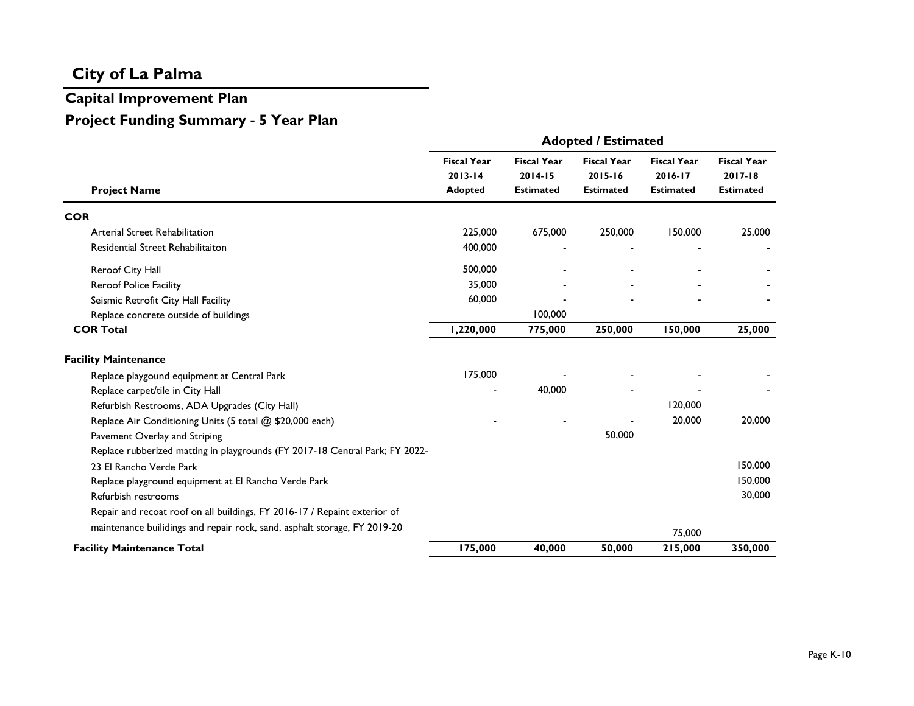# City of La Palma

## Capital Improvement Plan

## Project Funding Summary - 5 Year Plan

| Project Name | Adopted / Estimated | | | | |
|---|---|---|---|---|---|
| | Fiscal Year 2013-14 Adopted | Fiscal Year 2014-15 Estimated | Fiscal Year 2015-16 Estimated | Fiscal Year 2016-17 Estimated | Fiscal Year 2017-18 Estimated |
| **COR** | | | | | |
| Arterial Street Rehabilitation | 225,000 | 675,000 | 250,000 | 150,000 | 25,000 |
| Residential Street Rehabilitaiton | 400,000 | - | - | - | - |
| Reroof City Hall | 500,000 | - | - | - | - |
| Reroof Police Facility | 35,000 | - | - | - | - |
| Seismic Retrofit City Hall Facility | 60,000 | - | - | - | - |
| Replace concrete outside of buildings | | 100,000 | | | |
| **COR Total** | **1,220,000** | **775,000** | **250,000** | **150,000** | **25,000** |
| **Facility Maintenance** | | | | | |
| Replace playgound equipment at Central Park | 175,000 | - | - | - | - |
| Replace carpet/tile in City Hall | - | 40,000 | - | - | - |
| Refurbish Restrooms, ADA Upgrades (City Hall) | | | | 120,000 | |
| Replace Air Conditioning Units (5 total @ $20,000 each) | - | - | - | 20,000 | 20,000 |
| Pavement Overlay and Striping | | | 50,000 | | |
| Replace rubberized matting in playgrounds (FY 2017-18 Central Park; FY 2022-23 El Rancho Verde Park | | | | | 150,000 |
| Replace playground equipment at El Rancho Verde Park | | | | | 150,000 |
| Refurbish restrooms | | | | | 30,000 |
| Repair and recoat roof on all buildings, FY 2016-17 / Repaint exterior of maintenance builidings and repair rock, sand, asphalt storage, FY 2019-20 | | | | 75,000 | |
| **Facility Maintenance Total** | **175,000** | **40,000** | **50,000** | **215,000** | **350,000** |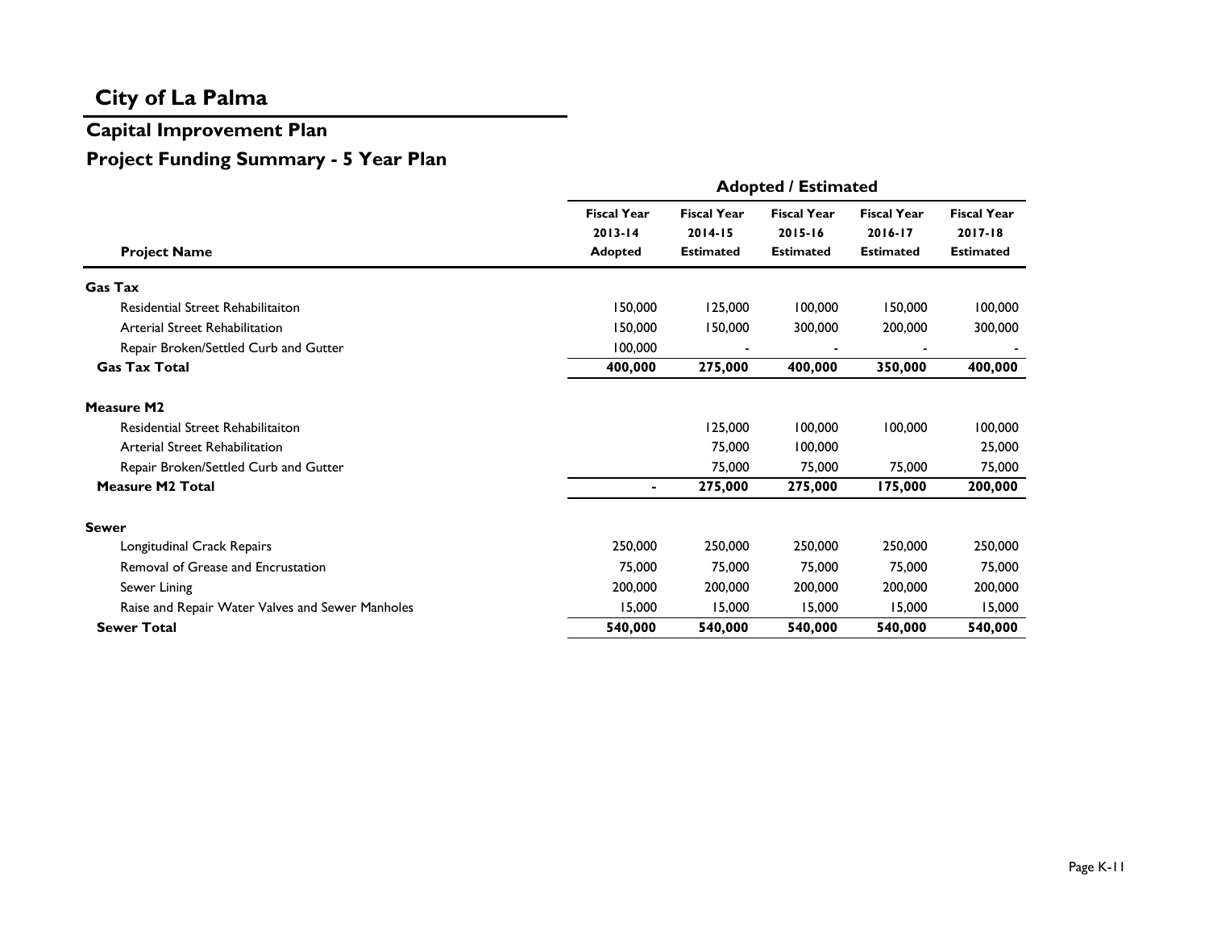# City of La Palma

## Capital Improvement Plan

## Project Funding Summary - 5 Year Plan

| Project Name | Fiscal Year 2013-14 Adopted | Fiscal Year 2014-15 Estimated | Fiscal Year 2015-16 Estimated | Fiscal Year 2016-17 Estimated | Fiscal Year 2017-18 Estimated |
|---|---|---|---|---|---|
| | **Adopted / Estimated** | | | | |
| **Gas Tax** | | | | | |
| Residential Street Rehabilitaiton | 150,000 | 125,000 | 100,000 | 150,000 | 100,000 |
| Arterial Street Rehabilitation | 150,000 | 150,000 | 300,000 | 200,000 | 300,000 |
| Repair Broken/Settled Curb and Gutter | 100,000 | - | - | - | - |
| **Gas Tax Total** | **400,000** | **275,000** | **400,000** | **350,000** | **400,000** |
| **Measure M2** | | | | | |
| Residential Street Rehabilitaiton | | 125,000 | 100,000 | 100,000 | 100,000 |
| Arterial Street Rehabilitation | | 75,000 | 100,000 | | 25,000 |
| Repair Broken/Settled Curb and Gutter | | 75,000 | 75,000 | 75,000 | 75,000 |
| **Measure M2 Total** | **-** | **275,000** | **275,000** | **175,000** | **200,000** |
| **Sewer** | | | | | |
| Longitudinal Crack Repairs | 250,000 | 250,000 | 250,000 | 250,000 | 250,000 |
| Removal of Grease and Encrustation | 75,000 | 75,000 | 75,000 | 75,000 | 75,000 |
| Sewer Lining | 200,000 | 200,000 | 200,000 | 200,000 | 200,000 |
| Raise and Repair Water Valves and Sewer Manholes | 15,000 | 15,000 | 15,000 | 15,000 | 15,000 |
| **Sewer Total** | **540,000** | **540,000** | **540,000** | **540,000** | **540,000** |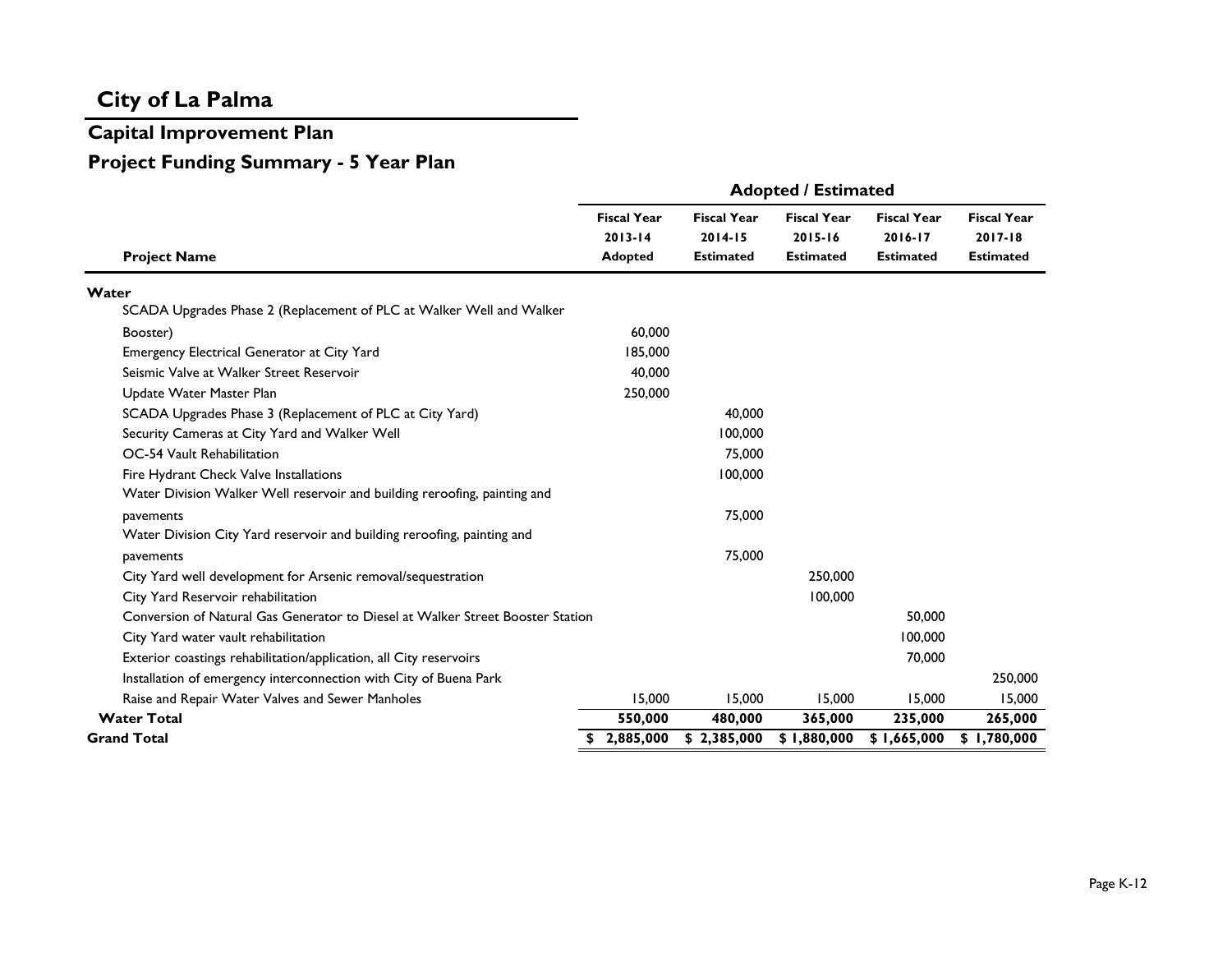# City of La Palma

## Capital Improvement Plan

## Project Funding Summary - 5 Year Plan

| Project Name | Fiscal Year 2013-14 Adopted | Fiscal Year 2014-15 Estimated | Fiscal Year 2015-16 Estimated | Fiscal Year 2016-17 Estimated | Fiscal Year 2017-18 Estimated |
|---|---|---|---|---|---|
| | Adopted / Estimated | | | | |
| **Water** | | | | | |
| SCADA Upgrades Phase 2 (Replacement of PLC at Walker Well and Walker Booster) | 60,000 | | | | |
| Emergency Electrical Generator at City Yard | 185,000 | | | | |
| Seismic Valve at Walker Street Reservoir | 40,000 | | | | |
| Update Water Master Plan | 250,000 | | | | |
| SCADA Upgrades Phase 3 (Replacement of PLC at City Yard) | | 40,000 | | | |
| Security Cameras at City Yard and Walker Well | | 100,000 | | | |
| OC-54 Vault Rehabilitation | | 75,000 | | | |
| Fire Hydrant Check Valve Installations | | 100,000 | | | |
| Water Division Walker Well reservoir and building reroofing, painting and pavements | | 75,000 | | | |
| Water Division City Yard reservoir and building reroofing, painting and pavements | | 75,000 | | | |
| City Yard well development for Arsenic removal/sequestration | | | 250,000 | | |
| City Yard Reservoir rehabilitation | | | 100,000 | | |
| Conversion of Natural Gas Generator to Diesel at Walker Street Booster Station | | | | 50,000 | |
| City Yard water vault rehabilitation | | | | 100,000 | |
| Exterior coastings rehabilitation/application, all City reservoirs | | | | 70,000 | |
| Installation of emergency interconnection with City of Buena Park | | | | | 250,000 |
| Raise and Repair Water Valves and Sewer Manholes | 15,000 | 15,000 | 15,000 | 15,000 | 15,000 |
| **Water Total** | **550,000** | **480,000** | **365,000** | **235,000** | **265,000** |
| **Grand Total** | **$ 2,885,000** | **$ 2,385,000** | **$ 1,880,000** | **$ 1,665,000** | **$ 1,780,000** |